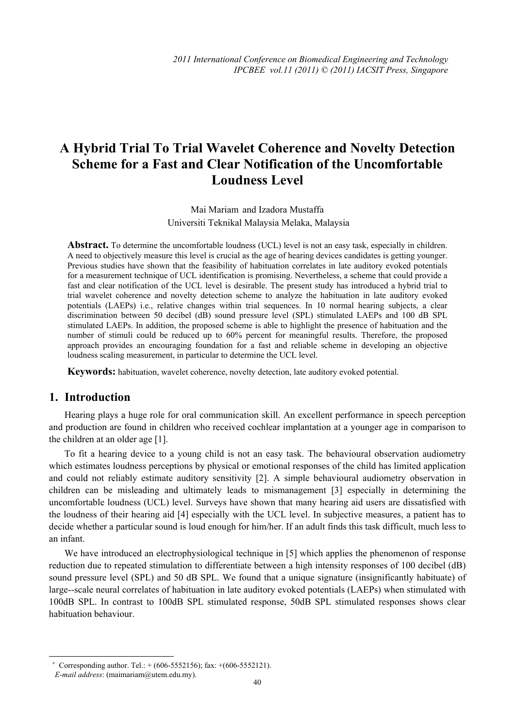# A Hybrid Trial To Trial Wavelet Coherence and Novelty Detection Scheme for a Fast and Clear Notification of the Uncomfortable Loudness Level

Mai Mariam and Izadora Mustaffa

Universiti Teknikal Malaysia Melaka, Malaysia

**Abstract.** To determine the uncomfortable loudness (UCL) level is not an easy task, especially in children. A need to objectively measure this level is crucial as the age of hearing devices candidates is getting younger. Previous studies have shown that the feasibility of habituation correlates in late auditory evoked potentials for a measurement technique of UCL identification is promising. Nevertheless, a scheme that could provide a fast and clear notification of the UCL level is desirable. The present study has introduced a hybrid trial to trial wavelet coherence and novelty detection scheme to analyze the habituation in late auditory evoked potentials (LAEPs) i.e., relative changes within trial sequences. In 10 normal hearing subjects, a clear discrimination between 50 decibel (dB) sound pressure level (SPL) stimulated LAEPs and 100 dB SPL stimulated LAEPs. In addition, the proposed scheme is able to highlight the presence of habituation and the number of stimuli could be reduced up to 60% percent for meaningful results. Therefore, the proposed approach provides an encouraging foundation for a fast and reliable scheme in developing an objective loudness scaling measurement, in particular to determine the UCL level.

**Keywords:** habituation, wavelet coherence, novelty detection, late auditory evoked potential.

## 1. Introduction

Hearing plays a huge role for oral communication skill. An excellent performance in speech perception and production are found in children who received cochlear implantation at a younger age in comparison to the children at an older age [1].

To fit a hearing device to a young child is not an easy task. The behavioural observation audiometry which estimates loudness perceptions by physical or emotional responses of the child has limited application and could not reliably estimate auditory sensitivity [2]. A simple behavioural audiometry observation in children can be misleading and ultimately leads to mismanagement [3] especially in determining the uncomfortable loudness (UCL) level. Surveys have shown that many hearing aid users are dissatisfied with the loudness of their hearing aid [4] especially with the UCL level. In subjective measures, a patient has to decide whether a particular sound is loud enough for him/her. If an adult finds this task difficult, much less to an infant.

We have introduced an electrophysiological technique in [5] which applies the phenomenon of response reduction due to repeated stimulation to differentiate between a high intensity responses of 100 decibel (dB) sound pressure level (SPL) and 50 dB SPL. We found that a unique signature (insignificantly habituate) of large--scale neural correlates of habituation in late auditory evoked potentials (LAEPs) when stimulated with 100dB SPL. In contrast to 100dB SPL stimulated response, 50dB SPL stimulated responses shows clear habituation behaviour.

---

+ Corresponding author. Tel.: + (606-5552156); fax: +(606-5552121).
*E-mail address*: (maimariam@utem.edu.my).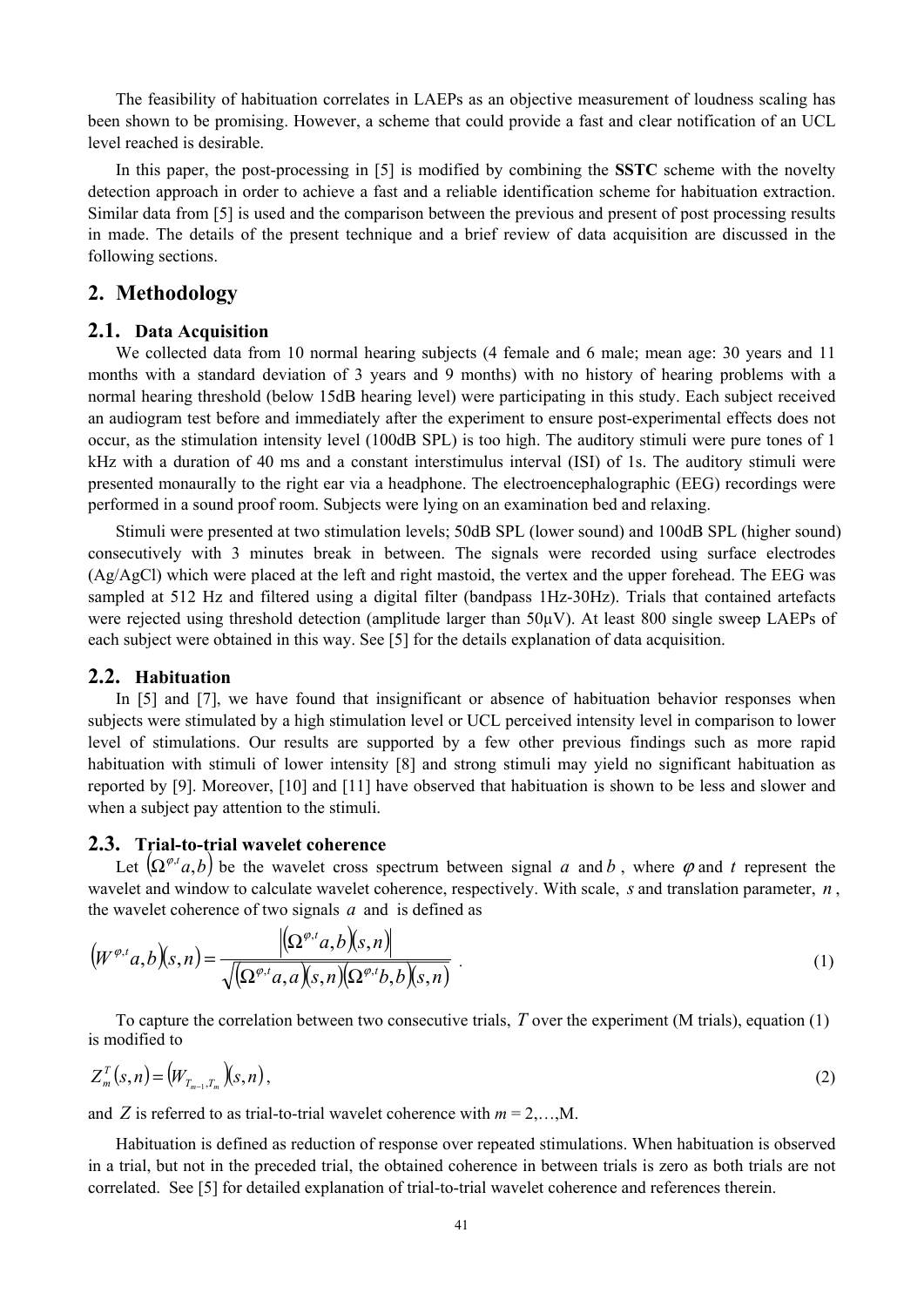The feasibility of habituation correlates in LAEPs as an objective measurement of loudness scaling has been shown to be promising. However, a scheme that could provide a fast and clear notification of an UCL level reached is desirable.

In this paper, the post-processing in [5] is modified by combining the **SSTC** scheme with the novelty detection approach in order to achieve a fast and a reliable identification scheme for habituation extraction. Similar data from [5] is used and the comparison between the previous and present of post processing results in made. The details of the present technique and a brief review of data acquisition are discussed in the following sections.

## 2. Methodology

### 2.1. Data Acquisition

We collected data from 10 normal hearing subjects (4 female and 6 male; mean age: 30 years and 11 months with a standard deviation of 3 years and 9 months) with no history of hearing problems with a normal hearing threshold (below 15dB hearing level) were participating in this study. Each subject received an audiogram test before and immediately after the experiment to ensure post-experimental effects does not occur, as the stimulation intensity level (100dB SPL) is too high. The auditory stimuli were pure tones of 1 kHz with a duration of 40 ms and a constant interstimulus interval (ISI) of 1s. The auditory stimuli were presented monaurally to the right ear via a headphone. The electroencephalographic (EEG) recordings were performed in a sound proof room. Subjects were lying on an examination bed and relaxing.

Stimuli were presented at two stimulation levels; 50dB SPL (lower sound) and 100dB SPL (higher sound) consecutively with 3 minutes break in between. The signals were recorded using surface electrodes (Ag/AgCl) which were placed at the left and right mastoid, the vertex and the upper forehead. The EEG was sampled at 512 Hz and filtered using a digital filter (bandpass 1Hz-30Hz). Trials that contained artefacts were rejected using threshold detection (amplitude larger than 50μV). At least 800 single sweep LAEPs of each subject were obtained in this way. See [5] for the details explanation of data acquisition.

### 2.2. Habituation

In [5] and [7], we have found that insignificant or absence of habituation behavior responses when subjects were stimulated by a high stimulation level or UCL perceived intensity level in comparison to lower level of stimulations. Our results are supported by a few other previous findings such as more rapid habituation with stimuli of lower intensity [8] and strong stimuli may yield no significant habituation as reported by [9]. Moreover, [10] and [11] have observed that habituation is shown to be less and slower and when a subject pay attention to the stimuli.

### 2.3. Trial-to-trial wavelet coherence

Let $\left(\Omega^{\varphi,t}a,b\right)$ be the wavelet cross spectrum between signal $a$ and $b$, where $\varphi$ and $t$ represent the wavelet and window to calculate wavelet coherence, respectively. With scale, $s$ and translation parameter, $n$, the wavelet coherence of two signals $a$ and is defined as

$$\left(W^{\varphi,t}a,b\right)(s,n)=\frac{\left|\left(\Omega^{\varphi,t}a,b\right)(s,n)\right|}{\sqrt{\left(\Omega^{\varphi,t}a,a\right)(s,n)\left(\Omega^{\varphi,t}b,b\right)(s,n)}}\ . \tag{1}$$

To capture the correlation between two consecutive trials, $T$ over the experiment (M trials), equation (1) is modified to

$$Z_m^T(s,n)=\left(W_{T_{m-1},T_m}\right)(s,n), \tag{2}$$

and $Z$ is referred to as trial-to-trial wavelet coherence with $m = 2,\ldots,M$.

Habituation is defined as reduction of response over repeated stimulations. When habituation is observed in a trial, but not in the preceded trial, the obtained coherence in between trials is zero as both trials are not correlated. See [5] for detailed explanation of trial-to-trial wavelet coherence and references therein.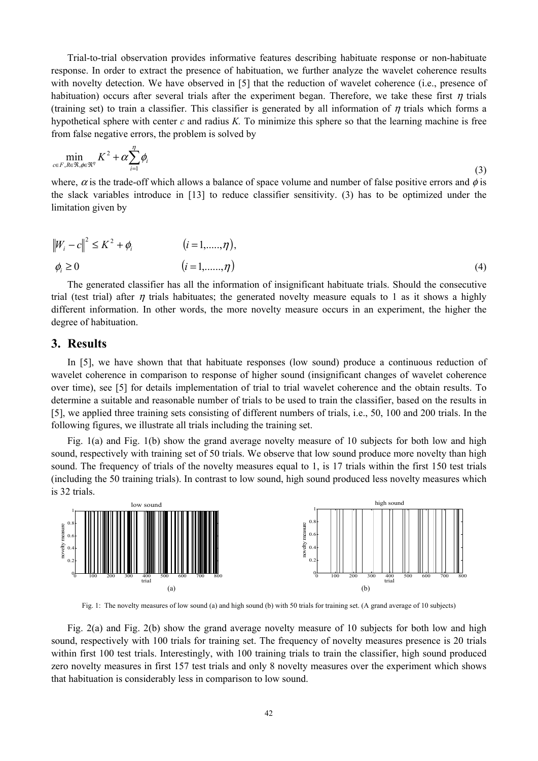Trial-to-trial observation provides informative features describing habituate response or non-habituate response. In order to extract the presence of habituation, we further analyze the wavelet coherence results with novelty detection. We have observed in [5] that the reduction of wavelet coherence (i.e., presence of habituation) occurs after several trials after the experiment began. Therefore, we take these first $\eta$ trials (training set) to train a classifier. This classifier is generated by all information of $\eta$ trials which forms a hypothetical sphere with center *c* and radius *K.* To minimize this sphere so that the learning machine is free from false negative errors, the problem is solved by

$$\min_{c \in F, R \in \Re, \phi \in \Re^{\eta}} K^2 + \alpha \sum_{i=1}^{\eta} \phi_i \tag{3}$$

where, $\alpha$ is the trade-off which allows a balance of space volume and number of false positive errors and $\phi$ is the slack variables introduce in [13] to reduce classifier sensitivity. (3) has to be optimized under the limitation given by

$$\|W_i - c\|^2 \leq K^2 + \phi_i \qquad (i = 1, \ldots, \eta),$$

$$\phi_i \geq 0 \qquad (i = 1, \ldots, \eta) \tag{4}$$

The generated classifier has all the information of insignificant habituate trials. Should the consecutive trial (test trial) after $\eta$ trials habituates; the generated novelty measure equals to 1 as it shows a highly different information. In other words, the more novelty measure occurs in an experiment, the higher the degree of habituation.

## 3. Results

In [5], we have shown that that habituate responses (low sound) produce a continuous reduction of wavelet coherence in comparison to response of higher sound (insignificant changes of wavelet coherence over time), see [5] for details implementation of trial to trial wavelet coherence and the obtain results. To determine a suitable and reasonable number of trials to be used to train the classifier, based on the results in [5], we applied three training sets consisting of different numbers of trials, i.e., 50, 100 and 200 trials. In the following figures, we illustrate all trials including the training set.

Fig. 1(a) and Fig. 1(b) show the grand average novelty measure of 10 subjects for both low and high sound, respectively with training set of 50 trials. We observe that low sound produce more novelty than high sound. The frequency of trials of the novelty measures equal to 1, is 17 trials within the first 150 test trials (including the 50 training trials). In contrast to low sound, high sound produced less novelty measures which is 32 trials.

Fig. 1: The novelty measures of low sound (a) and high sound (b) with 50 trials for training set. (A grand average of 10 subjects)

Fig. 2(a) and Fig. 2(b) show the grand average novelty measure of 10 subjects for both low and high sound, respectively with 100 trials for training set. The frequency of novelty measures presence is 20 trials within first 100 test trials. Interestingly, with 100 training trials to train the classifier, high sound produced zero novelty measures in first 157 test trials and only 8 novelty measures over the experiment which shows that habituation is considerably less in comparison to low sound.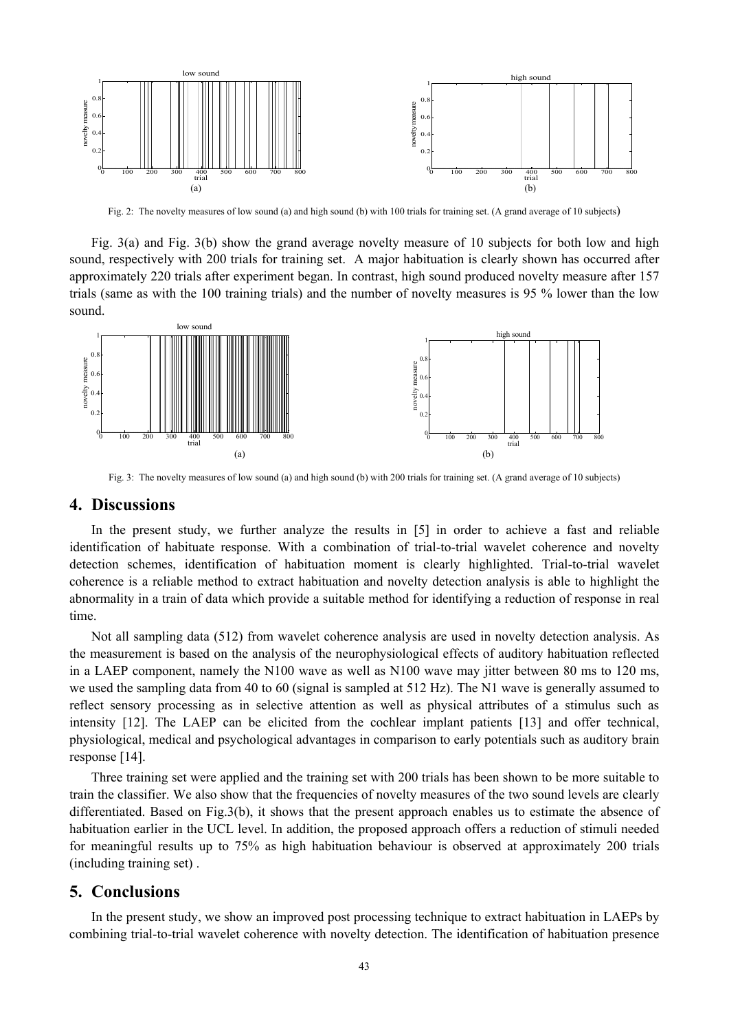Fig. 2: The novelty measures of low sound (a) and high sound (b) with 100 trials for training set. (A grand average of 10 subjects)

Fig. 3(a) and Fig. 3(b) show the grand average novelty measure of 10 subjects for both low and high sound, respectively with 200 trials for training set. A major habituation is clearly shown has occurred after approximately 220 trials after experiment began. In contrast, high sound produced novelty measure after 157 trials (same as with the 100 training trials) and the number of novelty measures is 95 % lower than the low sound.

Fig. 3: The novelty measures of low sound (a) and high sound (b) with 200 trials for training set. (A grand average of 10 subjects)

## 4. Discussions

In the present study, we further analyze the results in [5] in order to achieve a fast and reliable identification of habituate response. With a combination of trial-to-trial wavelet coherence and novelty detection schemes, identification of habituation moment is clearly highlighted. Trial-to-trial wavelet coherence is a reliable method to extract habituation and novelty detection analysis is able to highlight the abnormality in a train of data which provide a suitable method for identifying a reduction of response in real time.

Not all sampling data (512) from wavelet coherence analysis are used in novelty detection analysis. As the measurement is based on the analysis of the neurophysiological effects of auditory habituation reflected in a LAEP component, namely the N100 wave as well as N100 wave may jitter between 80 ms to 120 ms, we used the sampling data from 40 to 60 (signal is sampled at 512 Hz). The N1 wave is generally assumed to reflect sensory processing as in selective attention as well as physical attributes of a stimulus such as intensity [12]. The LAEP can be elicited from the cochlear implant patients [13] and offer technical, physiological, medical and psychological advantages in comparison to early potentials such as auditory brain response [14].

Three training set were applied and the training set with 200 trials has been shown to be more suitable to train the classifier. We also show that the frequencies of novelty measures of the two sound levels are clearly differentiated. Based on Fig.3(b), it shows that the present approach enables us to estimate the absence of habituation earlier in the UCL level. In addition, the proposed approach offers a reduction of stimuli needed for meaningful results up to 75% as high habituation behaviour is observed at approximately 200 trials (including training set) .

## 5. Conclusions

In the present study, we show an improved post processing technique to extract habituation in LAEPs by combining trial-to-trial wavelet coherence with novelty detection. The identification of habituation presence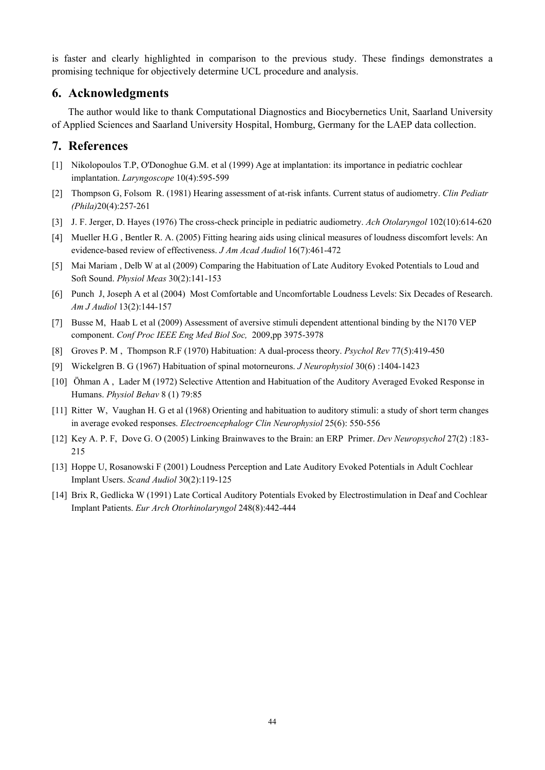is faster and clearly highlighted in comparison to the previous study. These findings demonstrates a promising technique for objectively determine UCL procedure and analysis.

## 6. Acknowledgments

The author would like to thank Computational Diagnostics and Biocybernetics Unit, Saarland University of Applied Sciences and Saarland University Hospital, Homburg, Germany for the LAEP data collection.

## 7. References

[1] Nikolopoulos T.P, O'Donoghue G.M. et al (1999) Age at implantation: its importance in pediatric cochlear implantation. *Laryngoscope* 10(4):595-599

[2] Thompson G, Folsom R. (1981) Hearing assessment of at-risk infants. Current status of audiometry. *Clin Pediatr (Phila)*20(4):257-261

[3] J. F. Jerger, D. Hayes (1976) The cross-check principle in pediatric audiometry. *Ach Otolaryngol* 102(10):614-620

[4] Mueller H.G , Bentler R. A. (2005) Fitting hearing aids using clinical measures of loudness discomfort levels: An evidence-based review of effectiveness. *J Am Acad Audiol* 16(7):461-472

[5] Mai Mariam , Delb W at al (2009) Comparing the Habituation of Late Auditory Evoked Potentials to Loud and Soft Sound. *Physiol Meas* 30(2):141-153

[6] Punch J, Joseph A et al (2004) Most Comfortable and Uncomfortable Loudness Levels: Six Decades of Research. *Am J Audiol* 13(2):144-157

[7] Busse M, Haab L et al (2009) Assessment of aversive stimuli dependent attentional binding by the N170 VEP component. *Conf Proc IEEE Eng Med Biol Soc,* 2009,pp 3975-3978

[8] Groves P. M , Thompson R.F (1970) Habituation: A dual-process theory. *Psychol Rev* 77(5):419-450

[9] Wickelgren B. G (1967) Habituation of spinal motorneurons. *J Neurophysiol* 30(6) :1404-1423

[10] Öhman A , Lader M (1972) Selective Attention and Habituation of the Auditory Averaged Evoked Response in Humans. *Physiol Behav* 8 (1) 79:85

[11] Ritter W, Vaughan H. G et al (1968) Orienting and habituation to auditory stimuli: a study of short term changes in average evoked responses. *Electroencephalogr Clin Neurophysiol* 25(6): 550-556

[12] Key A. P. F, Dove G. O (2005) Linking Brainwaves to the Brain: an ERP Primer. *Dev Neuropsychol* 27(2) :183-215

[13] Hoppe U, Rosanowski F (2001) Loudness Perception and Late Auditory Evoked Potentials in Adult Cochlear Implant Users. *Scand Audiol* 30(2):119-125

[14] Brix R, Gedlicka W (1991) Late Cortical Auditory Potentials Evoked by Electrostimulation in Deaf and Cochlear Implant Patients. *Eur Arch Otorhinolaryngol* 248(8):442-444